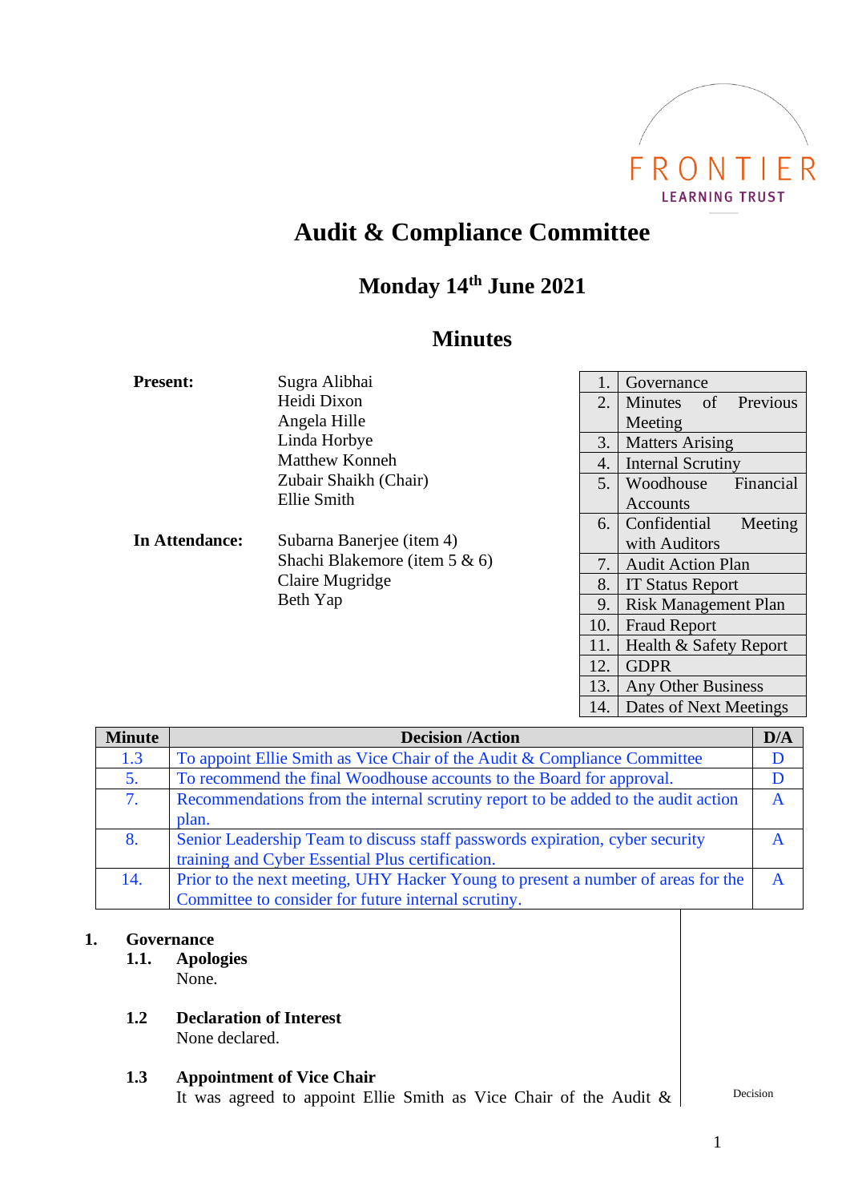FRONTIER
LEARNING TRUST

# Audit & Compliance Committee

## Monday 14th June 2021

## Minutes

**Present:**

Sugra Alibhai
Heidi Dixon
Angela Hille
Linda Horbye
Matthew Konneh
Zubair Shaikh (Chair)
Ellie Smith

**In Attendance:**

Subarna Banerjee (item 4)
Shachi Blakemore (item 5 & 6)
Claire Mugridge
Beth Yap

| | |
|---|---|
| 1. | Governance |
| 2. | Minutes of Previous Meeting |
| 3. | Matters Arising |
| 4. | Internal Scrutiny |
| 5. | Woodhouse Financial Accounts |
| 6. | Confidential Meeting with Auditors |
| 7. | Audit Action Plan |
| 8. | IT Status Report |
| 9. | Risk Management Plan |
| 10. | Fraud Report |
| 11. | Health & Safety Report |
| 12. | GDPR |
| 13. | Any Other Business |
| 14. | Dates of Next Meetings |

| Minute | Decision /Action | D/A |
|---|---|---|
| 1.3 | To appoint Ellie Smith as Vice Chair of the Audit & Compliance Committee | D |
| 5. | To recommend the final Woodhouse accounts to the Board for approval. | D |
| 7. | Recommendations from the internal scrutiny report to be added to the audit action plan. | A |
| 8. | Senior Leadership Team to discuss staff passwords expiration, cyber security training and Cyber Essential Plus certification. | A |
| 14. | Prior to the next meeting, UHY Hacker Young to present a number of areas for the Committee to consider for future internal scrutiny. | A |

### 1. Governance

**1.1. Apologies**

None.

**1.2 Declaration of Interest**

None declared.

**1.3 Appointment of Vice Chair**

It was agreed to appoint Ellie Smith as Vice Chair of the Audit & — Decision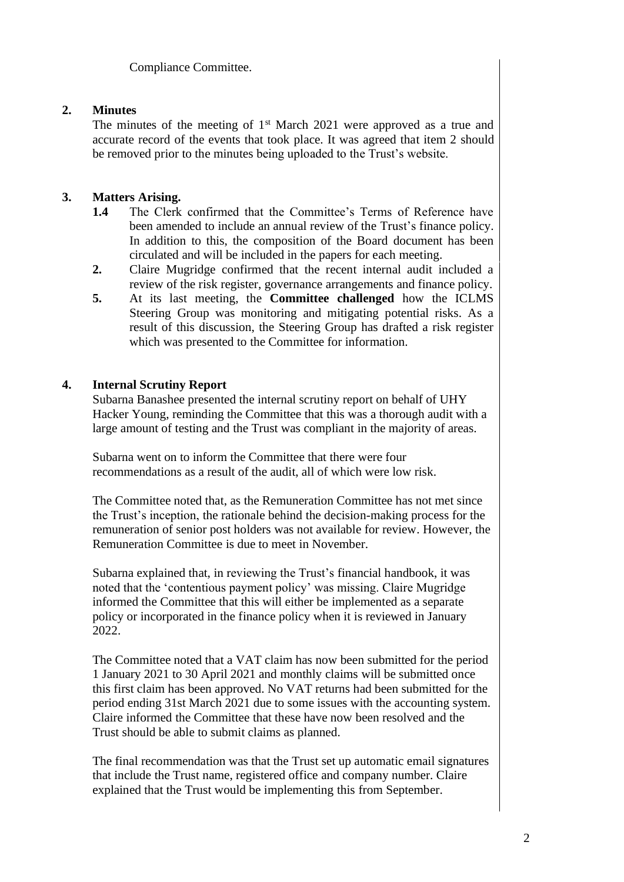Compliance Committee.

## 2. Minutes

The minutes of the meeting of 1st March 2021 were approved as a true and accurate record of the events that took place. It was agreed that item 2 should be removed prior to the minutes being uploaded to the Trust's website.

## 3. Matters Arising.

**1.4** The Clerk confirmed that the Committee's Terms of Reference have been amended to include an annual review of the Trust's finance policy. In addition to this, the composition of the Board document has been circulated and will be included in the papers for each meeting.

**2.** Claire Mugridge confirmed that the recent internal audit included a review of the risk register, governance arrangements and finance policy.

**5.** At its last meeting, the **Committee challenged** how the ICLMS Steering Group was monitoring and mitigating potential risks. As a result of this discussion, the Steering Group has drafted a risk register which was presented to the Committee for information.

## 4. Internal Scrutiny Report

Subarna Banashee presented the internal scrutiny report on behalf of UHY Hacker Young, reminding the Committee that this was a thorough audit with a large amount of testing and the Trust was compliant in the majority of areas.

Subarna went on to inform the Committee that there were four recommendations as a result of the audit, all of which were low risk.

The Committee noted that, as the Remuneration Committee has not met since the Trust's inception, the rationale behind the decision-making process for the remuneration of senior post holders was not available for review. However, the Remuneration Committee is due to meet in November.

Subarna explained that, in reviewing the Trust's financial handbook, it was noted that the 'contentious payment policy' was missing. Claire Mugridge informed the Committee that this will either be implemented as a separate policy or incorporated in the finance policy when it is reviewed in January 2022.

The Committee noted that a VAT claim has now been submitted for the period 1 January 2021 to 30 April 2021 and monthly claims will be submitted once this first claim has been approved. No VAT returns had been submitted for the period ending 31st March 2021 due to some issues with the accounting system. Claire informed the Committee that these have now been resolved and the Trust should be able to submit claims as planned.

The final recommendation was that the Trust set up automatic email signatures that include the Trust name, registered office and company number. Claire explained that the Trust would be implementing this from September.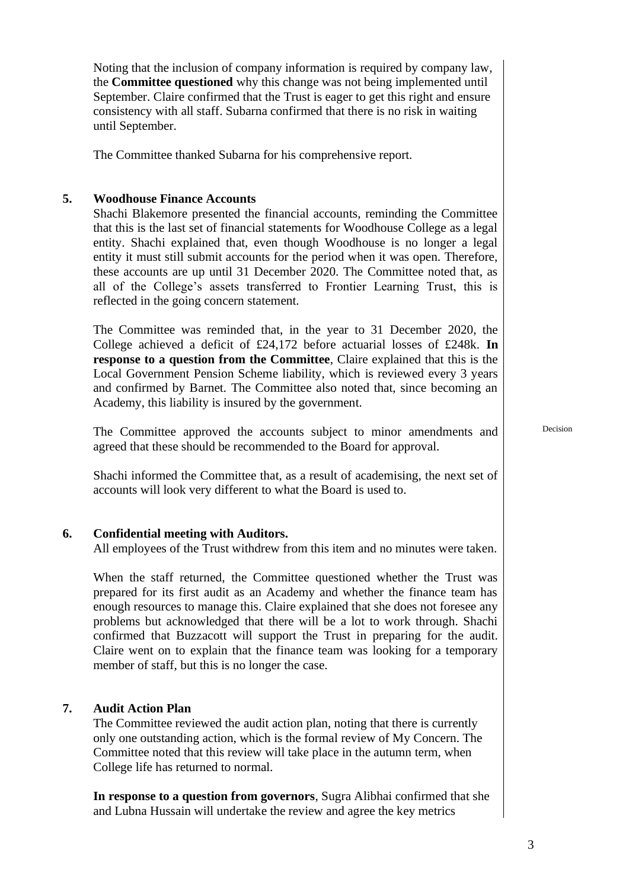Noting that the inclusion of company information is required by company law, the **Committee questioned** why this change was not being implemented until September. Claire confirmed that the Trust is eager to get this right and ensure consistency with all staff. Subarna confirmed that there is no risk in waiting until September.

The Committee thanked Subarna for his comprehensive report.

## 5. Woodhouse Finance Accounts

Shachi Blakemore presented the financial accounts, reminding the Committee that this is the last set of financial statements for Woodhouse College as a legal entity. Shachi explained that, even though Woodhouse is no longer a legal entity it must still submit accounts for the period when it was open. Therefore, these accounts are up until 31 December 2020. The Committee noted that, as all of the College's assets transferred to Frontier Learning Trust, this is reflected in the going concern statement.

The Committee was reminded that, in the year to 31 December 2020, the College achieved a deficit of £24,172 before actuarial losses of £248k. **In response to a question from the Committee**, Claire explained that this is the Local Government Pension Scheme liability, which is reviewed every 3 years and confirmed by Barnet. The Committee also noted that, since becoming an Academy, this liability is insured by the government.

The Committee approved the accounts subject to minor amendments and agreed that these should be recommended to the Board for approval. *Decision*

Shachi informed the Committee that, as a result of academising, the next set of accounts will look very different to what the Board is used to.

## 6. Confidential meeting with Auditors.

All employees of the Trust withdrew from this item and no minutes were taken.

When the staff returned, the Committee questioned whether the Trust was prepared for its first audit as an Academy and whether the finance team has enough resources to manage this. Claire explained that she does not foresee any problems but acknowledged that there will be a lot to work through. Shachi confirmed that Buzzacott will support the Trust in preparing for the audit. Claire went on to explain that the finance team was looking for a temporary member of staff, but this is no longer the case.

## 7. Audit Action Plan

The Committee reviewed the audit action plan, noting that there is currently only one outstanding action, which is the formal review of My Concern. The Committee noted that this review will take place in the autumn term, when College life has returned to normal.

**In response to a question from governors**, Sugra Alibhai confirmed that she and Lubna Hussain will undertake the review and agree the key metrics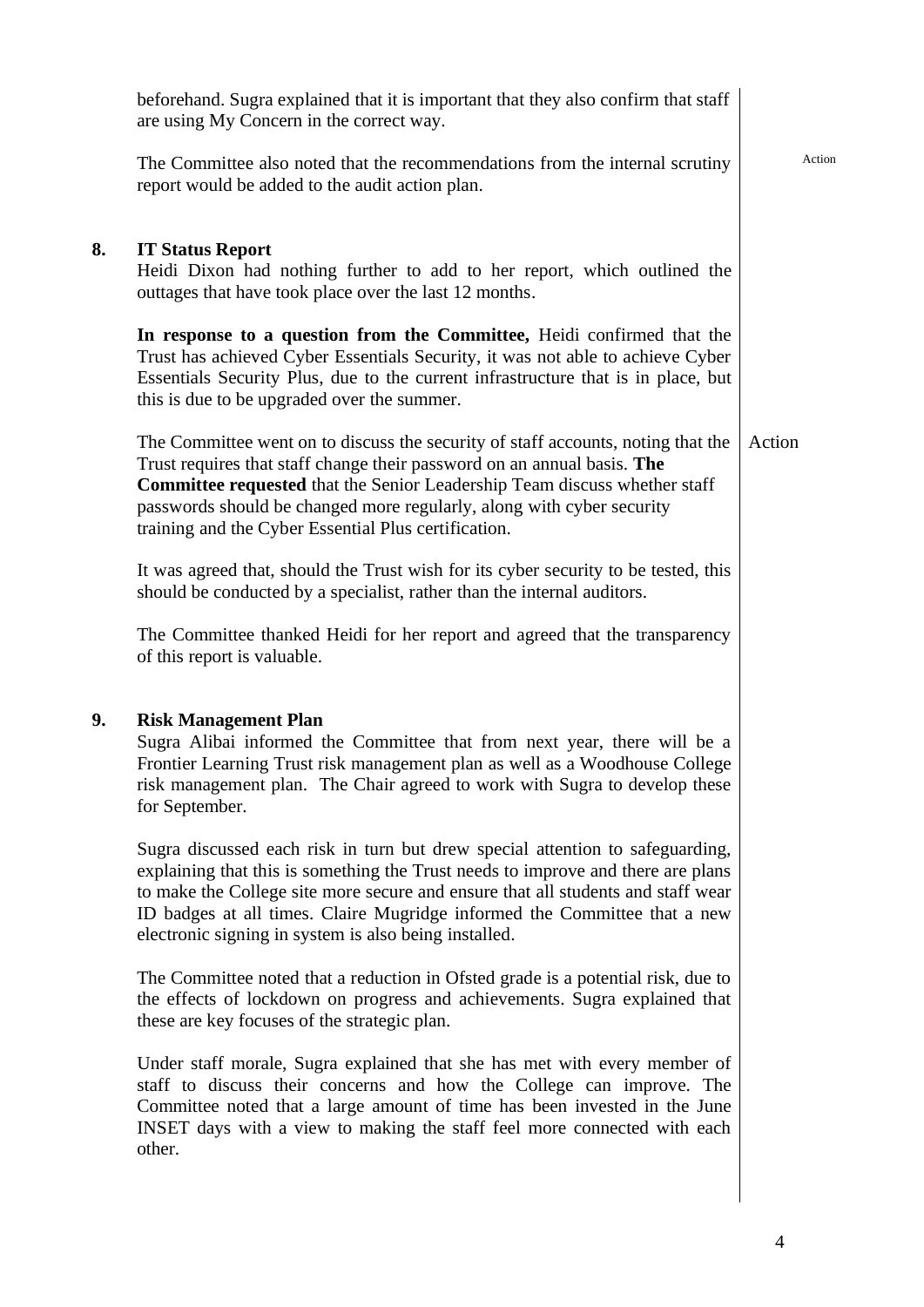beforehand. Sugra explained that it is important that they also confirm that staff are using My Concern in the correct way.

The Committee also noted that the recommendations from the internal scrutiny report would be added to the audit action plan. **Action**

**8. IT Status Report**

Heidi Dixon had nothing further to add to her report, which outlined the outtages that have took place over the last 12 months.

**In response to a question from the Committee,** Heidi confirmed that the Trust has achieved Cyber Essentials Security, it was not able to achieve Cyber Essentials Security Plus, due to the current infrastructure that is in place, but this is due to be upgraded over the summer.

The Committee went on to discuss the security of staff accounts, noting that the Trust requires that staff change their password on an annual basis. **The Committee requested** that the Senior Leadership Team discuss whether staff passwords should be changed more regularly, along with cyber security training and the Cyber Essential Plus certification. **Action**

It was agreed that, should the Trust wish for its cyber security to be tested, this should be conducted by a specialist, rather than the internal auditors.

The Committee thanked Heidi for her report and agreed that the transparency of this report is valuable.

**9. Risk Management Plan**

Sugra Alibai informed the Committee that from next year, there will be a Frontier Learning Trust risk management plan as well as a Woodhouse College risk management plan. The Chair agreed to work with Sugra to develop these for September.

Sugra discussed each risk in turn but drew special attention to safeguarding, explaining that this is something the Trust needs to improve and there are plans to make the College site more secure and ensure that all students and staff wear ID badges at all times. Claire Mugridge informed the Committee that a new electronic signing in system is also being installed.

The Committee noted that a reduction in Ofsted grade is a potential risk, due to the effects of lockdown on progress and achievements. Sugra explained that these are key focuses of the strategic plan.

Under staff morale, Sugra explained that she has met with every member of staff to discuss their concerns and how the College can improve. The Committee noted that a large amount of time has been invested in the June INSET days with a view to making the staff feel more connected with each other.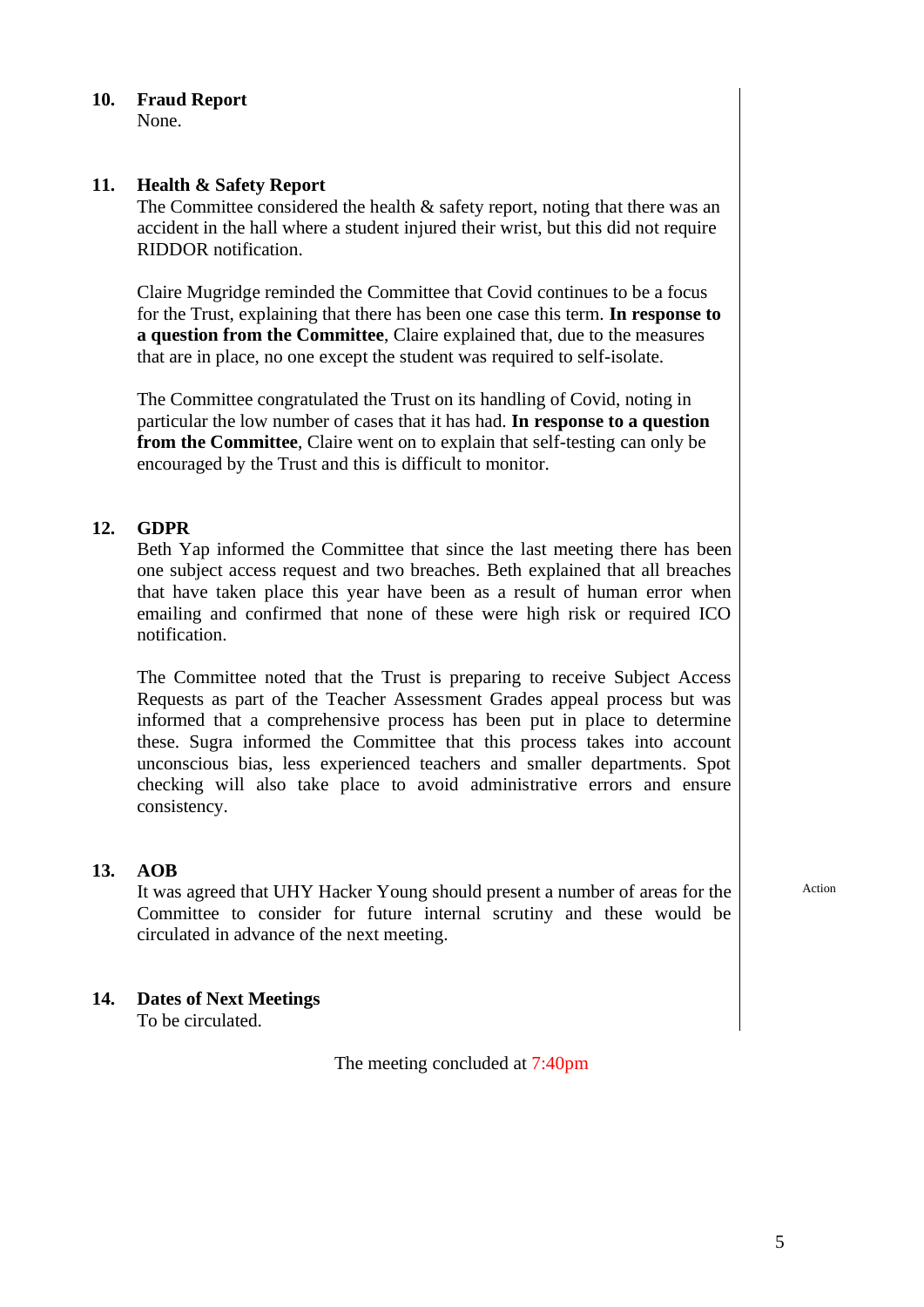**10. Fraud Report**

None.

**11. Health & Safety Report**

The Committee considered the health & safety report, noting that there was an accident in the hall where a student injured their wrist, but this did not require RIDDOR notification.

Claire Mugridge reminded the Committee that Covid continues to be a focus for the Trust, explaining that there has been one case this term. **In response to a question from the Committee**, Claire explained that, due to the measures that are in place, no one except the student was required to self-isolate.

The Committee congratulated the Trust on its handling of Covid, noting in particular the low number of cases that it has had. **In response to a question from the Committee**, Claire went on to explain that self-testing can only be encouraged by the Trust and this is difficult to monitor.

**12. GDPR**

Beth Yap informed the Committee that since the last meeting there has been one subject access request and two breaches. Beth explained that all breaches that have taken place this year have been as a result of human error when emailing and confirmed that none of these were high risk or required ICO notification.

The Committee noted that the Trust is preparing to receive Subject Access Requests as part of the Teacher Assessment Grades appeal process but was informed that a comprehensive process has been put in place to determine these. Sugra informed the Committee that this process takes into account unconscious bias, less experienced teachers and smaller departments. Spot checking will also take place to avoid administrative errors and ensure consistency.

**13. AOB**

It was agreed that UHY Hacker Young should present a number of areas for the Committee to consider for future internal scrutiny and these would be circulated in advance of the next meeting.

Action

**14. Dates of Next Meetings**

To be circulated.

The meeting concluded at 7:40pm